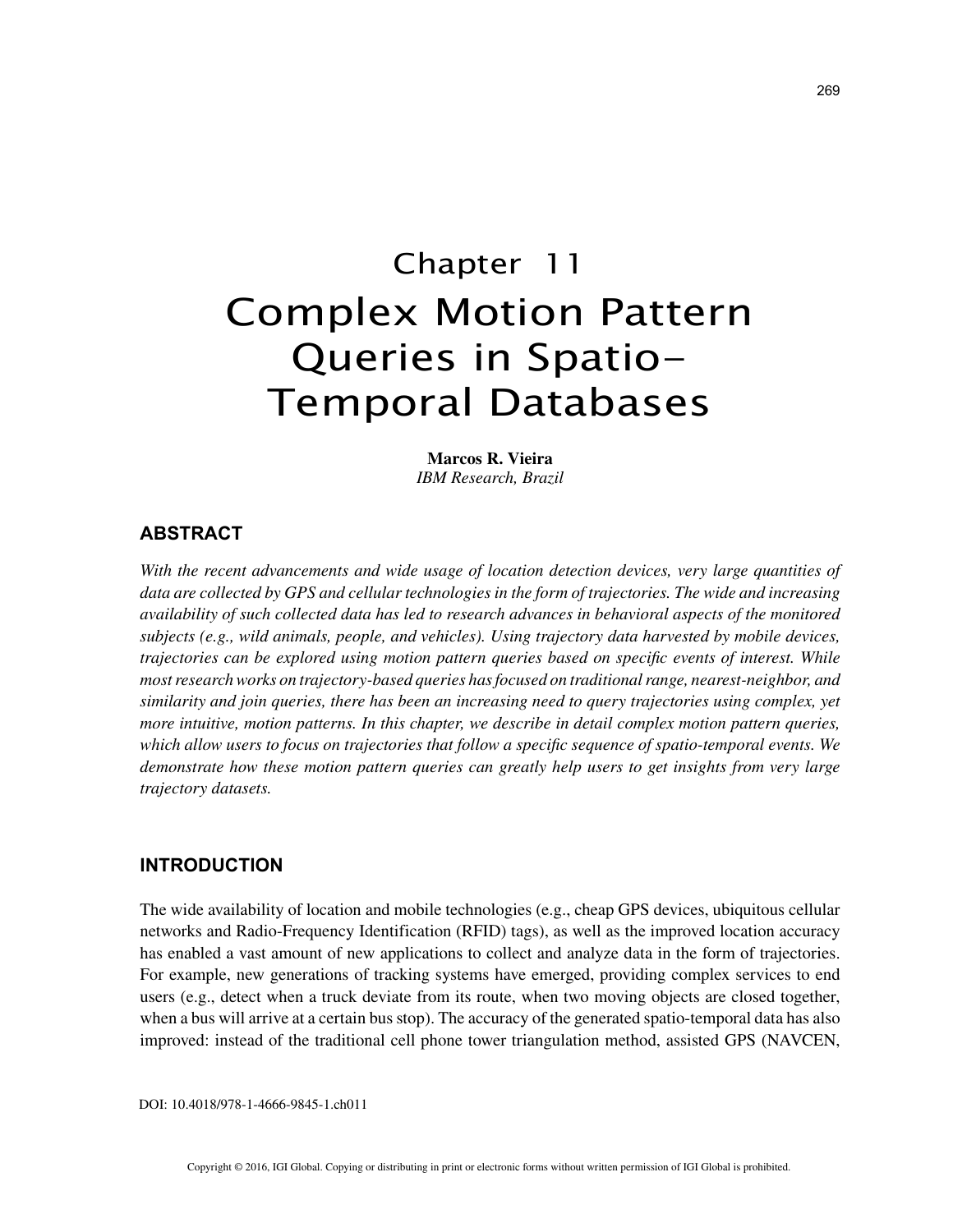# Chapter 11
# Complex Motion Pattern Queries in Spatio-Temporal Databases

**Marcos R. Vieira**
*IBM Research, Brazil*

## ABSTRACT

*With the recent advancements and wide usage of location detection devices, very large quantities of data are collected by GPS and cellular technologies in the form of trajectories. The wide and increasing availability of such collected data has led to research advances in behavioral aspects of the monitored subjects (e.g., wild animals, people, and vehicles). Using trajectory data harvested by mobile devices, trajectories can be explored using motion pattern queries based on specific events of interest. While most research works on trajectory-based queries has focused on traditional range, nearest-neighbor, and similarity and join queries, there has been an increasing need to query trajectories using complex, yet more intuitive, motion patterns. In this chapter, we describe in detail complex motion pattern queries, which allow users to focus on trajectories that follow a specific sequence of spatio-temporal events. We demonstrate how these motion pattern queries can greatly help users to get insights from very large trajectory datasets.*

## INTRODUCTION

The wide availability of location and mobile technologies (e.g., cheap GPS devices, ubiquitous cellular networks and Radio-Frequency Identification (RFID) tags), as well as the improved location accuracy has enabled a vast amount of new applications to collect and analyze data in the form of trajectories. For example, new generations of tracking systems have emerged, providing complex services to end users (e.g., detect when a truck deviate from its route, when two moving objects are closed together, when a bus will arrive at a certain bus stop). The accuracy of the generated spatio-temporal data has also improved: instead of the traditional cell phone tower triangulation method, assisted GPS (NAVCEN,

DOI: 10.4018/978-1-4666-9845-1.ch011

Copyright © 2016, IGI Global. Copying or distributing in print or electronic forms without written permission of IGI Global is prohibited.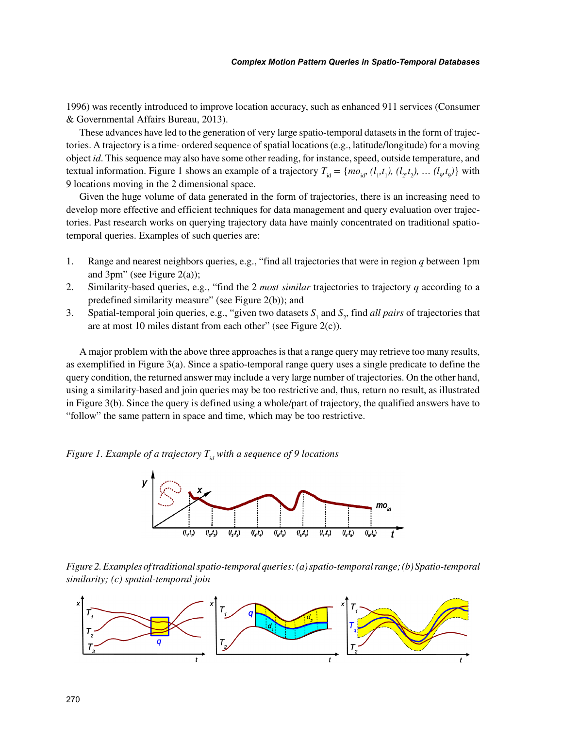1996) was recently introduced to improve location accuracy, such as enhanced 911 services (Consumer & Governmental Affairs Bureau, 2013).

These advances have led to the generation of very large spatio-temporal datasets in the form of trajectories. A trajectory is a time- ordered sequence of spatial locations (e.g., latitude/longitude) for a moving object *id*. This sequence may also have some other reading, for instance, speed, outside temperature, and textual information. Figure 1 shows an example of a trajectory $T_{id} = \{mo_{id}, (l_1,t_1), (l_2,t_2), \ldots (l_9,t_9)\}$ with 9 locations moving in the 2 dimensional space.

Given the huge volume of data generated in the form of trajectories, there is an increasing need to develop more effective and efficient techniques for data management and query evaluation over trajectories. Past research works on querying trajectory data have mainly concentrated on traditional spatio-temporal queries. Examples of such queries are:

1. Range and nearest neighbors queries, e.g., "find all trajectories that were in region $q$ between 1pm and 3pm" (see Figure 2(a));
2. Similarity-based queries, e.g., "find the 2 *most similar* trajectories to trajectory $q$ according to a predefined similarity measure" (see Figure 2(b)); and
3. Spatial-temporal join queries, e.g., "given two datasets $S_1$ and $S_2$, find *all pairs* of trajectories that are at most 10 miles distant from each other" (see Figure 2(c)).

A major problem with the above three approaches is that a range query may retrieve too many results, as exemplified in Figure 3(a). Since a spatio-temporal range query uses a single predicate to define the query condition, the returned answer may include a very large number of trajectories. On the other hand, using a similarity-based and join queries may be too restrictive and, thus, return no result, as illustrated in Figure 3(b). Since the query is defined using a whole/part of trajectory, the qualified answers have to "follow" the same pattern in space and time, which may be too restrictive.

*Figure 1. Example of a trajectory $T_{id}$ with a sequence of 9 locations*

*Figure 2. Examples of traditional spatio-temporal queries: (a) spatio-temporal range; (b) Spatio-temporal similarity; (c) spatial-temporal join*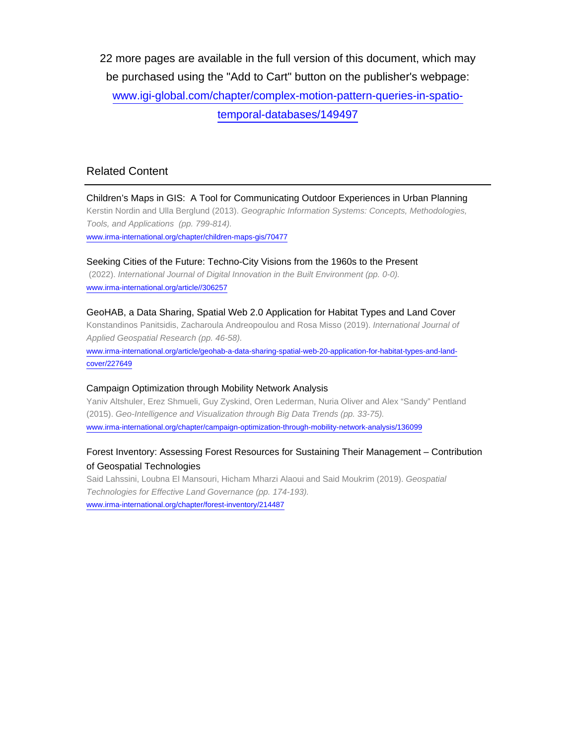22 more pages are available in the full version of this document, which may be purchased using the "Add to Cart" button on the publisher's webpage: [www.igi-global.com/chapter/complex-motion-pattern-queries-in-spatio-temporal-databases/149497](www.igi-global.com/chapter/complex-motion-pattern-queries-in-spatio-temporal-databases/149497)

## Related Content

Children's Maps in GIS: A Tool for Communicating Outdoor Experiences in Urban Planning
Kerstin Nordin and Ulla Berglund (2013). *Geographic Information Systems: Concepts, Methodologies, Tools, and Applications (pp. 799-814).*
[www.irma-international.org/chapter/children-maps-gis/70477](www.irma-international.org/chapter/children-maps-gis/70477)

Seeking Cities of the Future: Techno-City Visions from the 1960s to the Present
(2022). *International Journal of Digital Innovation in the Built Environment (pp. 0-0).*
[www.irma-international.org/article//306257](www.irma-international.org/article//306257)

GeoHAB, a Data Sharing, Spatial Web 2.0 Application for Habitat Types and Land Cover
Konstandinos Panitsidis, Zacharoula Andreopoulou and Rosa Misso (2019). *International Journal of Applied Geospatial Research (pp. 46-58).*
[www.irma-international.org/article/geohab-a-data-sharing-spatial-web-20-application-for-habitat-types-and-land-cover/227649](www.irma-international.org/article/geohab-a-data-sharing-spatial-web-20-application-for-habitat-types-and-land-cover/227649)

Campaign Optimization through Mobility Network Analysis
Yaniv Altshuler, Erez Shmueli, Guy Zyskind, Oren Lederman, Nuria Oliver and Alex "Sandy" Pentland (2015). *Geo-Intelligence and Visualization through Big Data Trends (pp. 33-75).*
[www.irma-international.org/chapter/campaign-optimization-through-mobility-network-analysis/136099](www.irma-international.org/chapter/campaign-optimization-through-mobility-network-analysis/136099)

Forest Inventory: Assessing Forest Resources for Sustaining Their Management – Contribution of Geospatial Technologies
Said Lahssini, Loubna El Mansouri, Hicham Mharzi Alaoui and Said Moukrim (2019). *Geospatial Technologies for Effective Land Governance (pp. 174-193).*
[www.irma-international.org/chapter/forest-inventory/214487](www.irma-international.org/chapter/forest-inventory/214487)